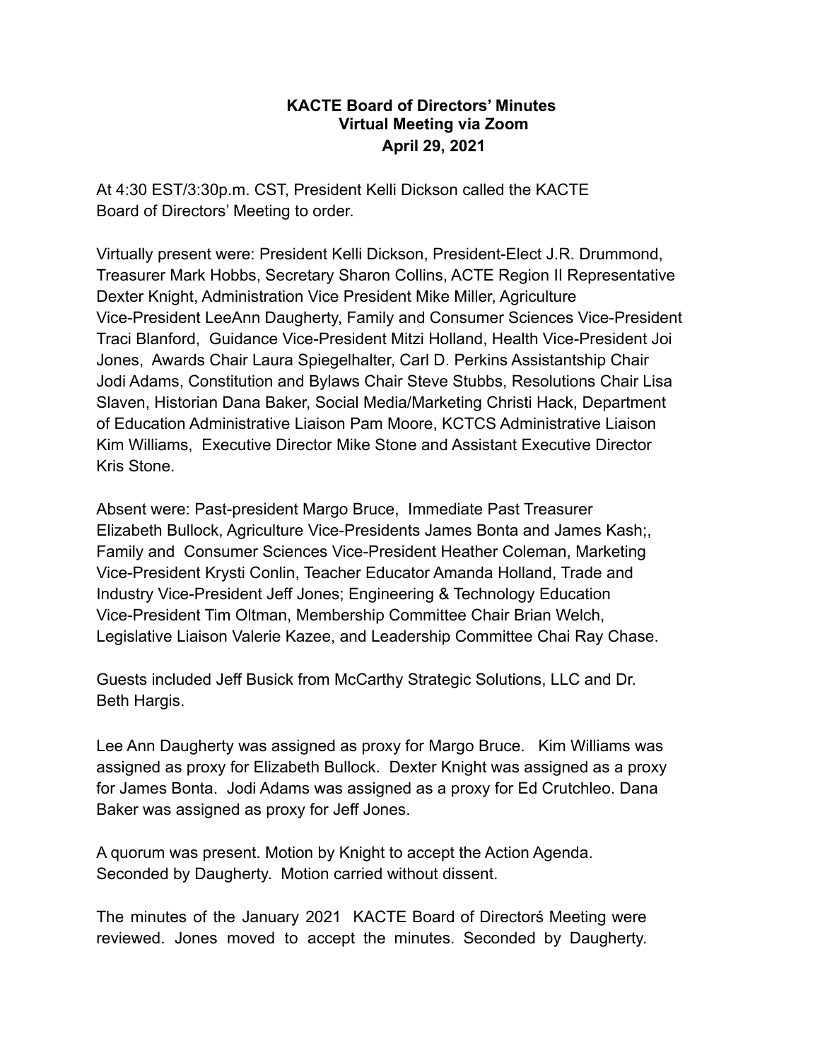**KACTE Board of Directors' Minutes**
**Virtual Meeting via Zoom**
**April 29, 2021**

At 4:30 EST/3:30p.m. CST, President Kelli Dickson called the KACTE Board of Directors' Meeting to order.

Virtually present were: President Kelli Dickson, President-Elect J.R. Drummond, Treasurer Mark Hobbs, Secretary Sharon Collins, ACTE Region II Representative Dexter Knight, Administration Vice President Mike Miller, Agriculture Vice-President LeeAnn Daugherty, Family and Consumer Sciences Vice-President Traci Blanford, Guidance Vice-President Mitzi Holland, Health Vice-President Joi Jones, Awards Chair Laura Spiegelhalter, Carl D. Perkins Assistantship Chair Jodi Adams, Constitution and Bylaws Chair Steve Stubbs, Resolutions Chair Lisa Slaven, Historian Dana Baker, Social Media/Marketing Christi Hack, Department of Education Administrative Liaison Pam Moore, KCTCS Administrative Liaison Kim Williams, Executive Director Mike Stone and Assistant Executive Director Kris Stone.

Absent were: Past-president Margo Bruce, Immediate Past Treasurer Elizabeth Bullock, Agriculture Vice-Presidents James Bonta and James Kash;, Family and Consumer Sciences Vice-President Heather Coleman, Marketing Vice-President Krysti Conlin, Teacher Educator Amanda Holland, Trade and Industry Vice-President Jeff Jones; Engineering & Technology Education Vice-President Tim Oltman, Membership Committee Chair Brian Welch, Legislative Liaison Valerie Kazee, and Leadership Committee Chai Ray Chase.

Guests included Jeff Busick from McCarthy Strategic Solutions, LLC and Dr. Beth Hargis.

Lee Ann Daugherty was assigned as proxy for Margo Bruce. Kim Williams was assigned as proxy for Elizabeth Bullock. Dexter Knight was assigned as a proxy for James Bonta. Jodi Adams was assigned as a proxy for Ed Crutchleo. Dana Baker was assigned as proxy for Jeff Jones.

A quorum was present. Motion by Knight to accept the Action Agenda. Seconded by Daugherty. Motion carried without dissent.

The minutes of the January 2021 KACTE Board of Directorś Meeting were reviewed. Jones moved to accept the minutes. Seconded by Daugherty.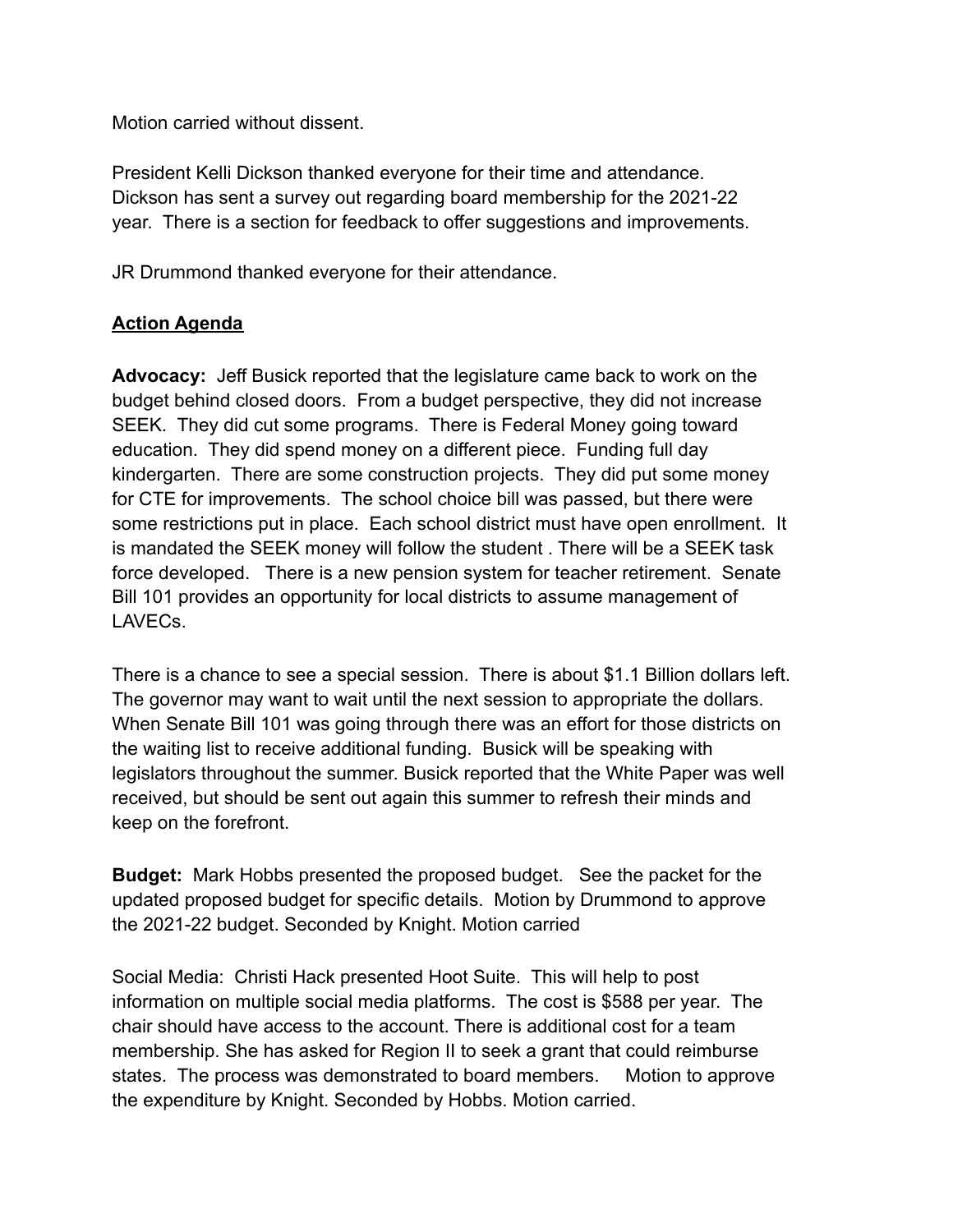Motion carried without dissent.

President Kelli Dickson thanked everyone for their time and attendance. Dickson has sent a survey out regarding board membership for the 2021-22 year. There is a section for feedback to offer suggestions and improvements.

JR Drummond thanked everyone for their attendance.

## Action Agenda

**Advocacy:** Jeff Busick reported that the legislature came back to work on the budget behind closed doors. From a budget perspective, they did not increase SEEK. They did cut some programs. There is Federal Money going toward education. They did spend money on a different piece. Funding full day kindergarten. There are some construction projects. They did put some money for CTE for improvements. The school choice bill was passed, but there were some restrictions put in place. Each school district must have open enrollment. It is mandated the SEEK money will follow the student . There will be a SEEK task force developed. There is a new pension system for teacher retirement. Senate Bill 101 provides an opportunity for local districts to assume management of LAVECs.

There is a chance to see a special session. There is about $1.1 Billion dollars left. The governor may want to wait until the next session to appropriate the dollars. When Senate Bill 101 was going through there was an effort for those districts on the waiting list to receive additional funding. Busick will be speaking with legislators throughout the summer. Busick reported that the White Paper was well received, but should be sent out again this summer to refresh their minds and keep on the forefront.

**Budget:** Mark Hobbs presented the proposed budget. See the packet for the updated proposed budget for specific details. Motion by Drummond to approve the 2021-22 budget. Seconded by Knight. Motion carried

Social Media: Christi Hack presented Hoot Suite. This will help to post information on multiple social media platforms. The cost is $588 per year. The chair should have access to the account. There is additional cost for a team membership. She has asked for Region II to seek a grant that could reimburse states. The process was demonstrated to board members. Motion to approve the expenditure by Knight. Seconded by Hobbs. Motion carried.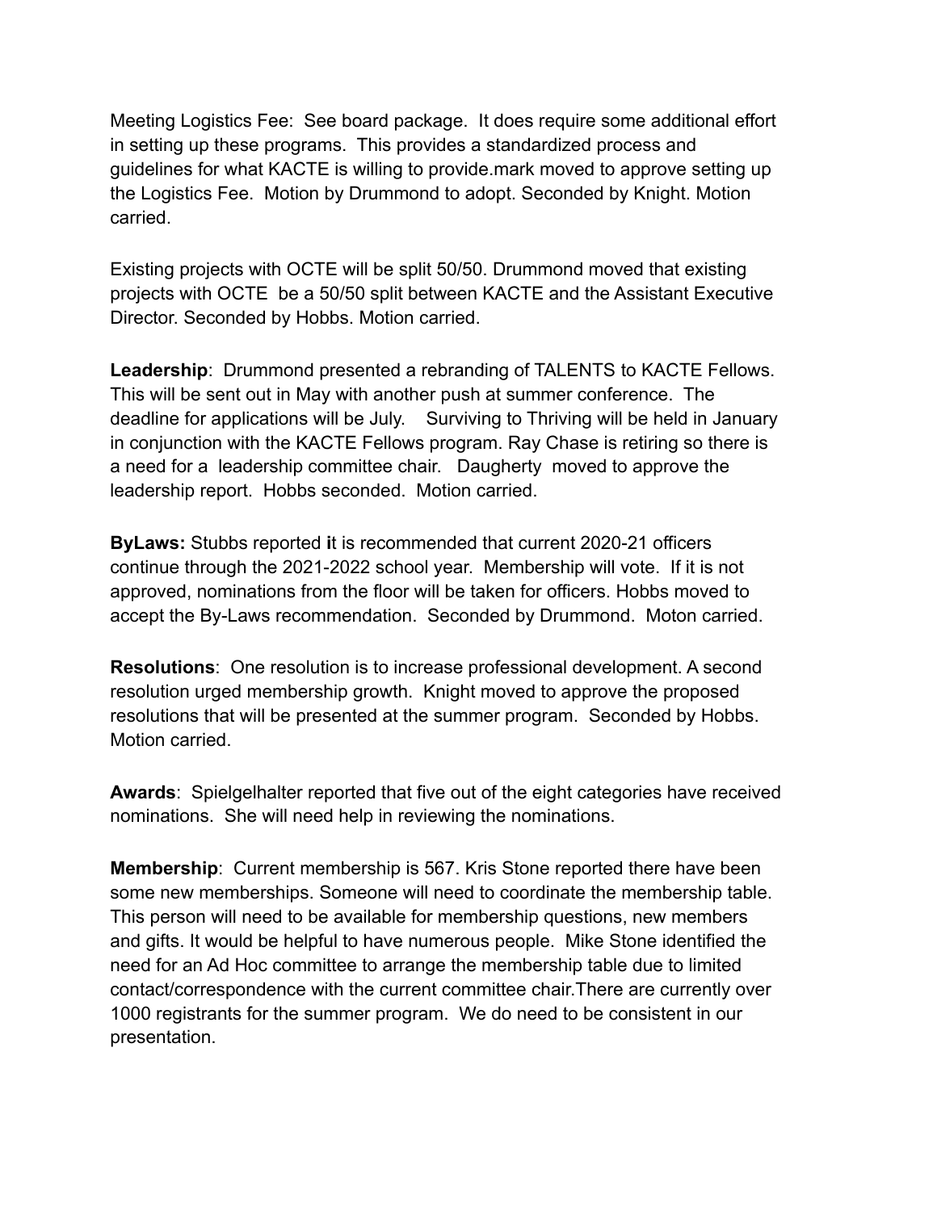Meeting Logistics Fee: See board package. It does require some additional effort in setting up these programs. This provides a standardized process and guidelines for what KACTE is willing to provide.mark moved to approve setting up the Logistics Fee. Motion by Drummond to adopt. Seconded by Knight. Motion carried.

Existing projects with OCTE will be split 50/50. Drummond moved that existing projects with OCTE be a 50/50 split between KACTE and the Assistant Executive Director. Seconded by Hobbs. Motion carried.

**Leadership**: Drummond presented a rebranding of TALENTS to KACTE Fellows. This will be sent out in May with another push at summer conference. The deadline for applications will be July. Surviving to Thriving will be held in January in conjunction with the KACTE Fellows program. Ray Chase is retiring so there is a need for a leadership committee chair. Daugherty moved to approve the leadership report. Hobbs seconded. Motion carried.

**ByLaws:** Stubbs reported it is recommended that current 2020-21 officers continue through the 2021-2022 school year. Membership will vote. If it is not approved, nominations from the floor will be taken for officers. Hobbs moved to accept the By-Laws recommendation. Seconded by Drummond. Moton carried.

**Resolutions**: One resolution is to increase professional development. A second resolution urged membership growth. Knight moved to approve the proposed resolutions that will be presented at the summer program. Seconded by Hobbs. Motion carried.

**Awards**: Spielgelhalter reported that five out of the eight categories have received nominations. She will need help in reviewing the nominations.

**Membership**: Current membership is 567. Kris Stone reported there have been some new memberships. Someone will need to coordinate the membership table. This person will need to be available for membership questions, new members and gifts. It would be helpful to have numerous people. Mike Stone identified the need for an Ad Hoc committee to arrange the membership table due to limited contact/correspondence with the current committee chair.There are currently over 1000 registrants for the summer program. We do need to be consistent in our presentation.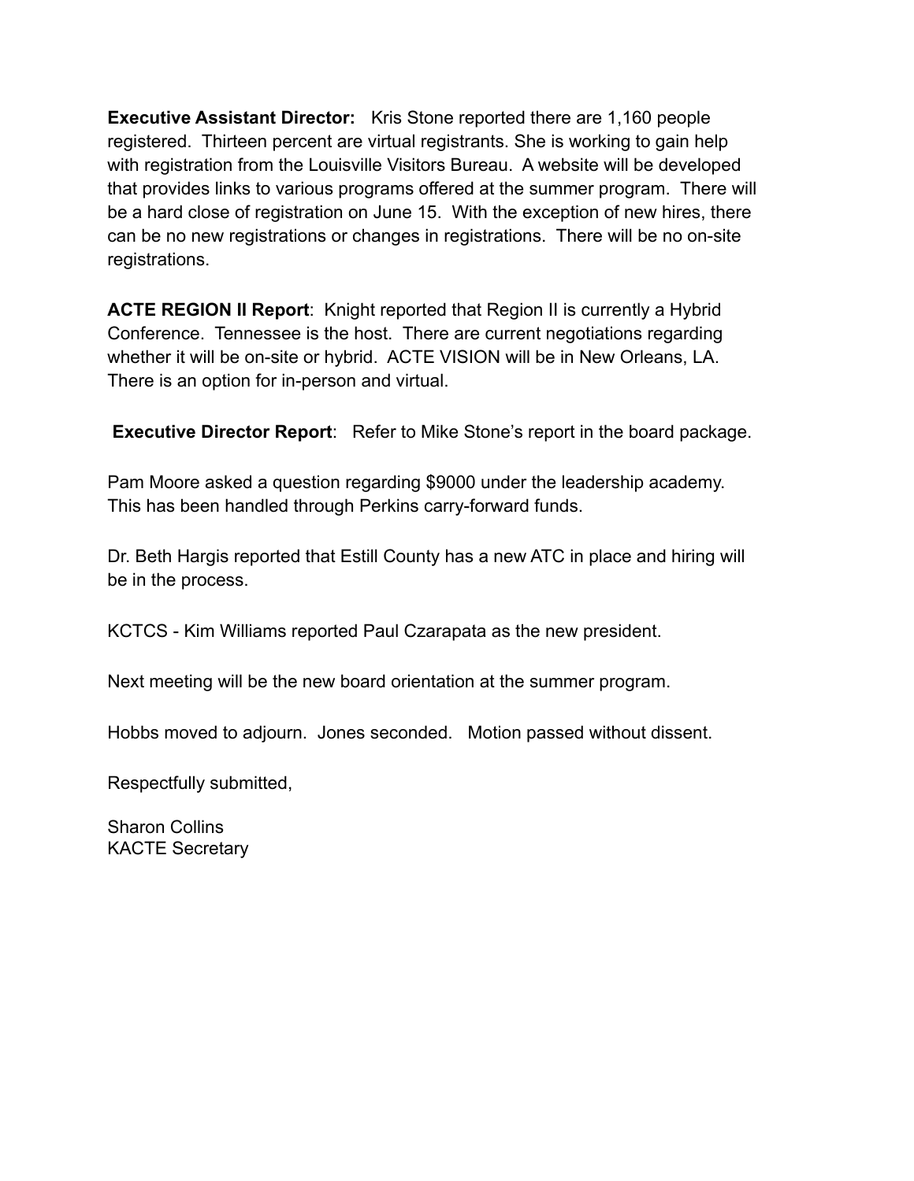**Executive Assistant Director:** Kris Stone reported there are 1,160 people registered. Thirteen percent are virtual registrants. She is working to gain help with registration from the Louisville Visitors Bureau. A website will be developed that provides links to various programs offered at the summer program. There will be a hard close of registration on June 15. With the exception of new hires, there can be no new registrations or changes in registrations. There will be no on-site registrations.

**ACTE REGION II Report**: Knight reported that Region II is currently a Hybrid Conference. Tennessee is the host. There are current negotiations regarding whether it will be on-site or hybrid. ACTE VISION will be in New Orleans, LA. There is an option for in-person and virtual.

**Executive Director Report**: Refer to Mike Stone's report in the board package.

Pam Moore asked a question regarding $9000 under the leadership academy. This has been handled through Perkins carry-forward funds.

Dr. Beth Hargis reported that Estill County has a new ATC in place and hiring will be in the process.

KCTCS - Kim Williams reported Paul Czarapata as the new president.

Next meeting will be the new board orientation at the summer program.

Hobbs moved to adjourn. Jones seconded. Motion passed without dissent.

Respectfully submitted,

Sharon Collins
KACTE Secretary